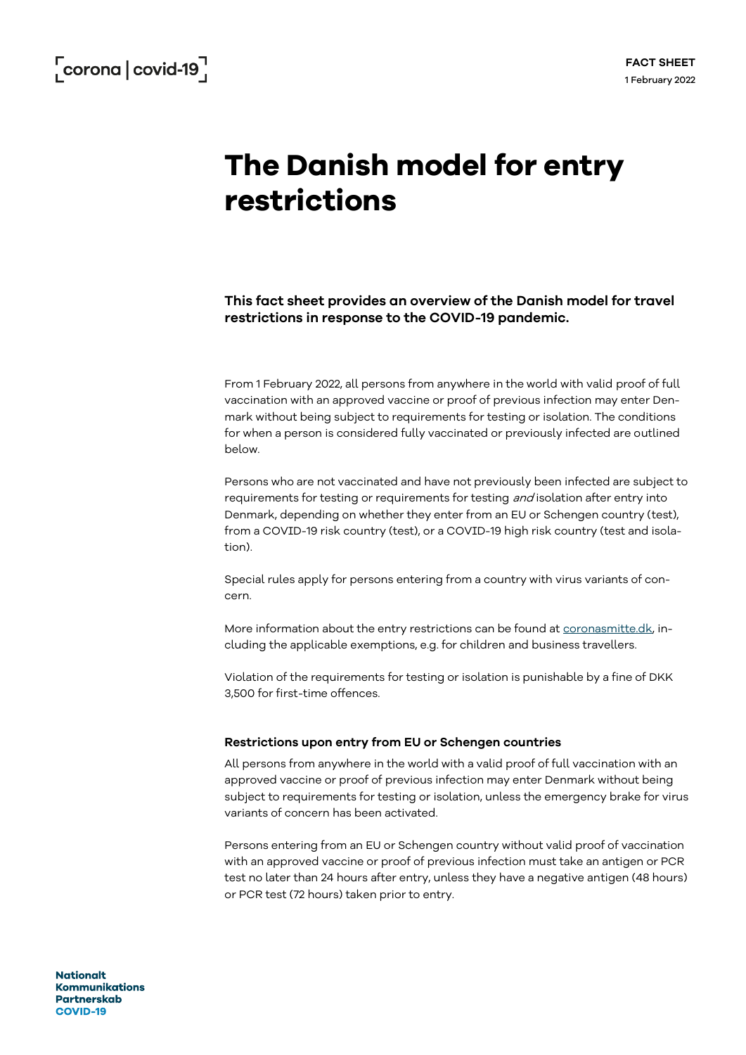FACT SHEET
1 February 2022

# The Danish model for entry restrictions

**This fact sheet provides an overview of the Danish model for travel restrictions in response to the COVID-19 pandemic.**

From 1 February 2022, all persons from anywhere in the world with valid proof of full vaccination with an approved vaccine or proof of previous infection may enter Denmark without being subject to requirements for testing or isolation. The conditions for when a person is considered fully vaccinated or previously infected are outlined below.

Persons who are not vaccinated and have not previously been infected are subject to requirements for testing or requirements for testing *and* isolation after entry into Denmark, depending on whether they enter from an EU or Schengen country (test), from a COVID-19 risk country (test), or a COVID-19 high risk country (test and isolation).

Special rules apply for persons entering from a country with virus variants of concern.

More information about the entry restrictions can be found at coronasmitte.dk, including the applicable exemptions, e.g. for children and business travellers.

Violation of the requirements for testing or isolation is punishable by a fine of DKK 3,500 for first-time offences.

### Restrictions upon entry from EU or Schengen countries

All persons from anywhere in the world with a valid proof of full vaccination with an approved vaccine or proof of previous infection may enter Denmark without being subject to requirements for testing or isolation, unless the emergency brake for virus variants of concern has been activated.

Persons entering from an EU or Schengen country without valid proof of vaccination with an approved vaccine or proof of previous infection must take an antigen or PCR test no later than 24 hours after entry, unless they have a negative antigen (48 hours) or PCR test (72 hours) taken prior to entry.

**Nationalt Kommunikations Partnerskab COVID-19**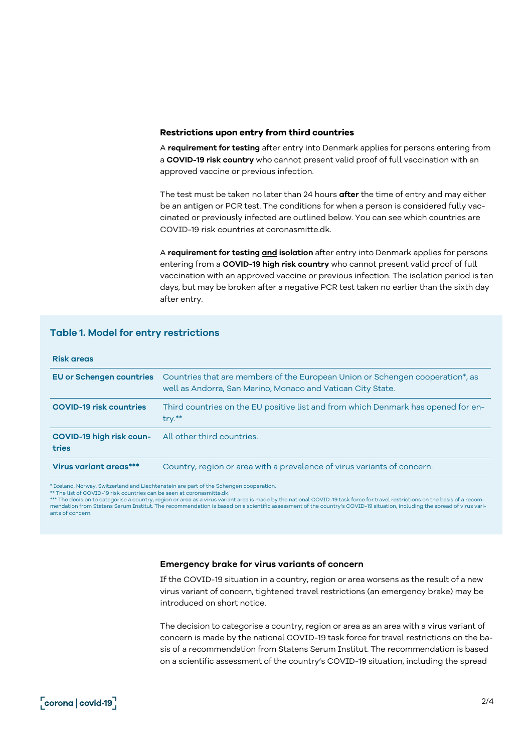### Restrictions upon entry from third countries

A **requirement for testing** after entry into Denmark applies for persons entering from a **COVID-19 risk country** who cannot present valid proof of full vaccination with an approved vaccine or previous infection.

The test must be taken no later than 24 hours **after** the time of entry and may either be an antigen or PCR test. The conditions for when a person is considered fully vaccinated or previously infected are outlined below. You can see which countries are COVID-19 risk countries at coronasmitte.dk.

A **requirement for testing <u>and</u> isolation** after entry into Denmark applies for persons entering from a **COVID-19 high risk country** who cannot present valid proof of full vaccination with an approved vaccine or previous infection. The isolation period is ten days, but may be broken after a negative PCR test taken no earlier than the sixth day after entry.

**Table 1. Model for entry restrictions**

| Risk areas | |
|---|---|
| **EU or Schengen countries** | Countries that are members of the European Union or Schengen cooperation*, as well as Andorra, San Marino, Monaco and Vatican City State. |
| **COVID-19 risk countries** | Third countries on the EU positive list and from which Denmark has opened for entry.** |
| **COVID-19 high risk countries** | All other third countries. |
| **Virus variant areas*** ** | Country, region or area with a prevalence of virus variants of concern. |

* Iceland, Norway, Switzerland and Liechtenstein are part of the Schengen cooperation.
** The list of COVID-19 risk countries can be seen at coronasmitte.dk.
*** The decision to categorise a country, region or area as a virus variant area is made by the national COVID-19 task force for travel restrictions on the basis of a recommendation from Statens Serum Institut. The recommendation is based on a scientific assessment of the country's COVID-19 situation, including the spread of virus variants of concern.

### Emergency brake for virus variants of concern

If the COVID-19 situation in a country, region or area worsens as the result of a new virus variant of concern, tightened travel restrictions (an emergency brake) may be introduced on short notice.

The decision to categorise a country, region or area as an area with a virus variant of concern is made by the national COVID-19 task force for travel restrictions on the basis of a recommendation from Statens Serum Institut. The recommendation is based on a scientific assessment of the country's COVID-19 situation, including the spread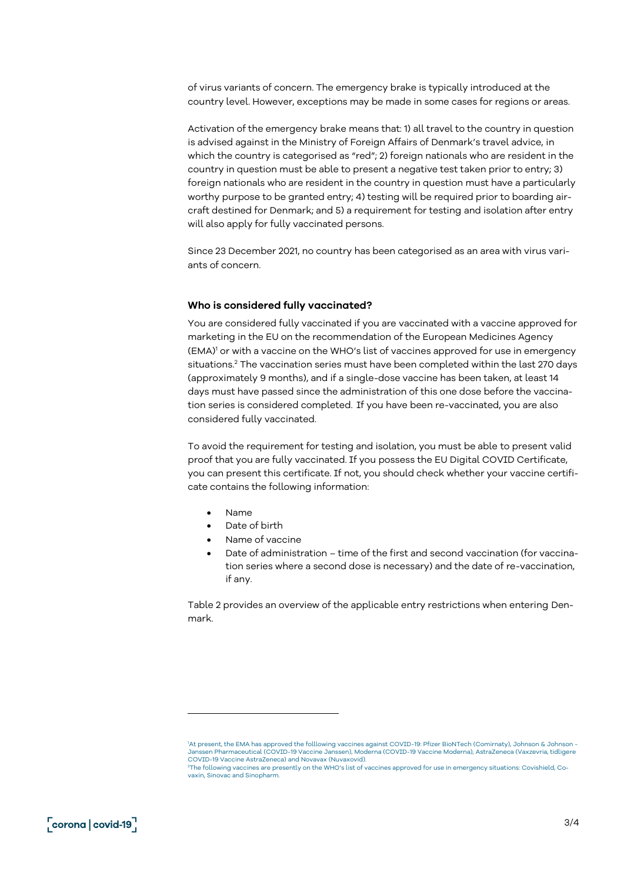of virus variants of concern. The emergency brake is typically introduced at the country level. However, exceptions may be made in some cases for regions or areas.

Activation of the emergency brake means that: 1) all travel to the country in question is advised against in the Ministry of Foreign Affairs of Denmark's travel advice, in which the country is categorised as "red"; 2) foreign nationals who are resident in the country in question must be able to present a negative test taken prior to entry; 3) foreign nationals who are resident in the country in question must have a particularly worthy purpose to be granted entry; 4) testing will be required prior to boarding aircraft destined for Denmark; and 5) a requirement for testing and isolation after entry will also apply for fully vaccinated persons.

Since 23 December 2021, no country has been categorised as an area with virus variants of concern.

### Who is considered fully vaccinated?

You are considered fully vaccinated if you are vaccinated with a vaccine approved for marketing in the EU on the recommendation of the European Medicines Agency (EMA)[1] or with a vaccine on the WHO's list of vaccines approved for use in emergency situations.[2] The vaccination series must have been completed within the last 270 days (approximately 9 months), and if a single-dose vaccine has been taken, at least 14 days must have passed since the administration of this one dose before the vaccination series is considered completed. If you have been re-vaccinated, you are also considered fully vaccinated.

To avoid the requirement for testing and isolation, you must be able to present valid proof that you are fully vaccinated. If you possess the EU Digital COVID Certificate, you can present this certificate. If not, you should check whether your vaccine certificate contains the following information:

- Name
- Date of birth
- Name of vaccine
- Date of administration – time of the first and second vaccination (for vaccination series where a second dose is necessary) and the date of re-vaccination, if any.

Table 2 provides an overview of the applicable entry restrictions when entering Denmark.

---

[1] At present, the EMA has approved the folllowing vaccines against COVID-19: Pfizer BioNTech (Comirnaty), Johnson & Johnson - Janssen Pharmaceutical (COVID-19 Vaccine Janssen), Moderna (COVID-19 Vaccine Moderna), AstraZeneca (Vaxzevria, tidligere COVID-19 Vaccine AstraZeneca) and Novavax (Nuvaxovid).

[2] The following vaccines are presently on the WHO's list of vaccines approved for use in emergency situations: Covishield, Covaxin, Sinovac and Sinopharm.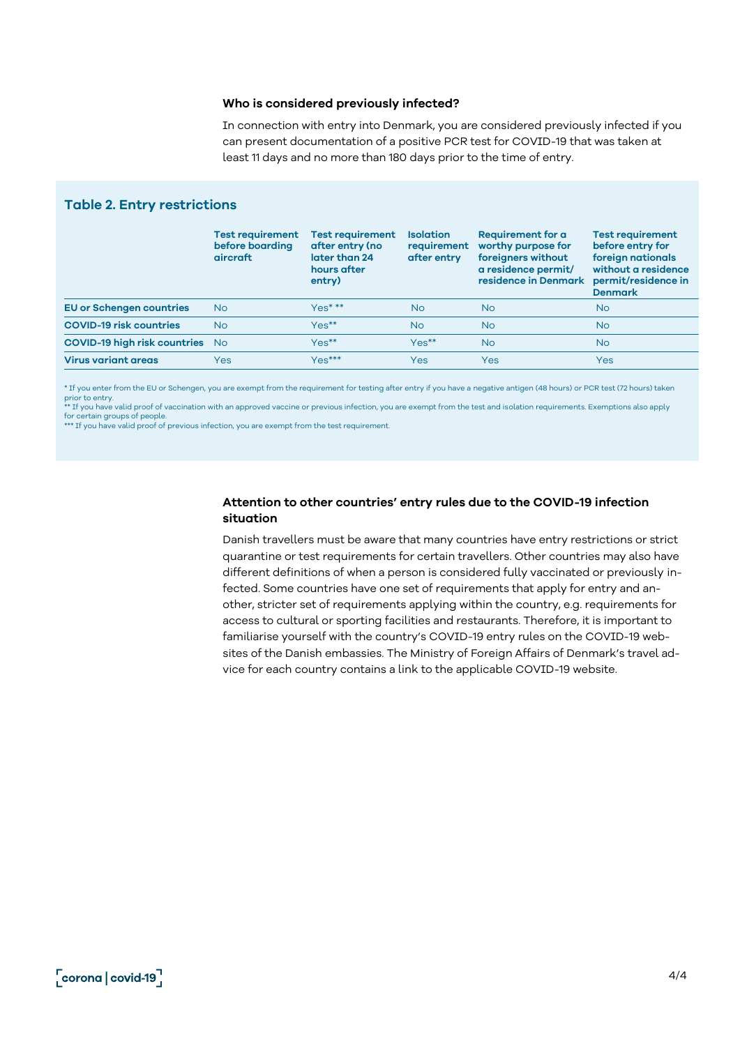### Who is considered previously infected?

In connection with entry into Denmark, you are considered previously infected if you can present documentation of a positive PCR test for COVID-19 that was taken at least 11 days and no more than 180 days prior to the time of entry.

## Table 2. Entry restrictions

| | Test requirement before boarding aircraft | Test requirement after entry (no later than 24 hours after entry) | Isolation requirement after entry | Requirement for a worthy purpose for foreigners without a residence permit/ residence in Denmark | Test requirement before entry for foreign nationals without a residence permit/residence in Denmark |
|---|---|---|---|---|---|
| **EU or Schengen countries** | No | Yes* ** | No | No | No |
| **COVID-19 risk countries** | No | Yes** | No | No | No |
| **COVID-19 high risk countries** | No | Yes** | Yes** | No | No |
| **Virus variant areas** | Yes | Yes*** | Yes | Yes | Yes |

* If you enter from the EU or Schengen, you are exempt from the requirement for testing after entry if you have a negative antigen (48 hours) or PCR test (72 hours) taken prior to entry.
** If you have valid proof of vaccination with an approved vaccine or previous infection, you are exempt from the test and isolation requirements. Exemptions also apply for certain groups of people.
*** If you have valid proof of previous infection, you are exempt from the test requirement.

### Attention to other countries' entry rules due to the COVID-19 infection situation

Danish travellers must be aware that many countries have entry restrictions or strict quarantine or test requirements for certain travellers. Other countries may also have different definitions of when a person is considered fully vaccinated or previously infected. Some countries have one set of requirements that apply for entry and another, stricter set of requirements applying within the country, e.g. requirements for access to cultural or sporting facilities and restaurants. Therefore, it is important to familiarise yourself with the country's COVID-19 entry rules on the COVID-19 websites of the Danish embassies. The Ministry of Foreign Affairs of Denmark's travel advice for each country contains a link to the applicable COVID-19 website.